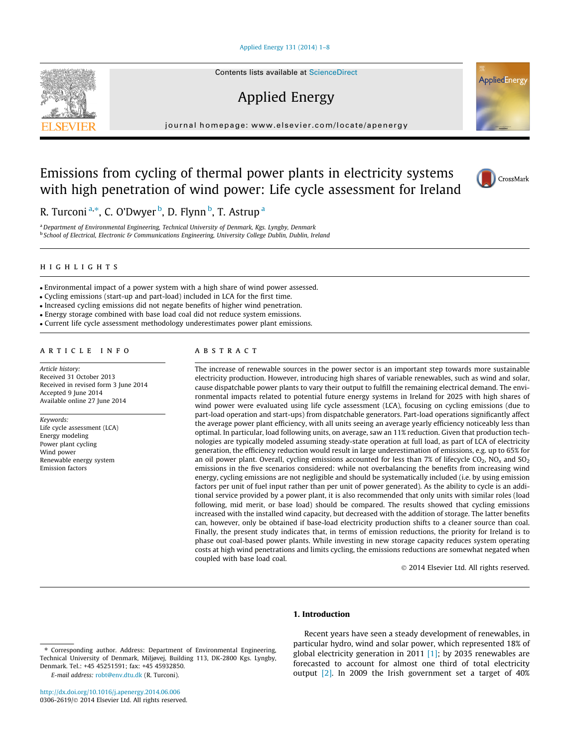# Emissions from cycling of thermal power plants in electricity systems with high penetration of wind power: Life cycle assessment for Ireland

R. Turconi [a,*], C. O'Dwyer [b], D. Flynn [b], T. Astrup [a]

[a] Department of Environmental Engineering, Technical University of Denmark, Kgs. Lyngby, Denmark
[b] School of Electrical, Electronic & Communications Engineering, University College Dublin, Dublin, Ireland

## HIGHLIGHTS

- Environmental impact of a power system with a high share of wind power assessed.
- Cycling emissions (start-up and part-load) included in LCA for the first time.
- Increased cycling emissions did not negate benefits of higher wind penetration.
- Energy storage combined with base load coal did not reduce system emissions.
- Current life cycle assessment methodology underestimates power plant emissions.

## ARTICLE INFO

*Article history:*
Received 31 October 2013
Received in revised form 3 June 2014
Accepted 9 June 2014
Available online 27 June 2014

*Keywords:*
Life cycle assessment (LCA)
Energy modeling
Power plant cycling
Wind power
Renewable energy system
Emission factors

## ABSTRACT

The increase of renewable sources in the power sector is an important step towards more sustainable electricity production. However, introducing high shares of variable renewables, such as wind and solar, cause dispatchable power plants to vary their output to fulfill the remaining electrical demand. The environmental impacts related to potential future energy systems in Ireland for 2025 with high shares of wind power were evaluated using life cycle assessment (LCA), focusing on cycling emissions (due to part-load operation and start-ups) from dispatchable generators. Part-load operations significantly affect the average power plant efficiency, with all units seeing an average yearly efficiency noticeably less than optimal. In particular, load following units, on average, saw an 11% reduction. Given that production technologies are typically modeled assuming steady-state operation at full load, as part of LCA of electricity generation, the efficiency reduction would result in large underestimation of emissions, e.g. up to 65% for an oil power plant. Overall, cycling emissions accounted for less than 7% of lifecycle $CO_2$, $NO_x$ and $SO_2$ emissions in the five scenarios considered: while not overbalancing the benefits from increasing wind energy, cycling emissions are not negligible and should be systematically included (i.e. by using emission factors per unit of fuel input rather than per unit of power generated). As the ability to cycle is an additional service provided by a power plant, it is also recommended that only units with similar roles (load following, mid merit, or base load) should be compared. The results showed that cycling emissions increased with the installed wind capacity, but decreased with the addition of storage. The latter benefits can, however, only be obtained if base-load electricity production shifts to a cleaner source than coal. Finally, the present study indicates that, in terms of emission reductions, the priority for Ireland is to phase out coal-based power plants. While investing in new storage capacity reduces system operating costs at high wind penetrations and limits cycling, the emissions reductions are somewhat negated when coupled with base load coal.

© 2014 Elsevier Ltd. All rights reserved.

## 1. Introduction

Recent years have seen a steady development of renewables, in particular hydro, wind and solar power, which represented 18% of global electricity generation in 2011 [1]; by 2035 renewables are forecasted to account for almost one third of total electricity output [2]. In 2009 the Irish government set a target of 40%

---

* Corresponding author. Address: Department of Environmental Engineering, Technical University of Denmark, Miljøvej, Building 113, DK-2800 Kgs. Lyngby, Denmark. Tel.: +45 45251591; fax: +45 45932850.
E-mail address: robt@env.dtu.dk (R. Turconi).

http://dx.doi.org/10.1016/j.apenergy.2014.06.006
0306-2619/© 2014 Elsevier Ltd. All rights reserved.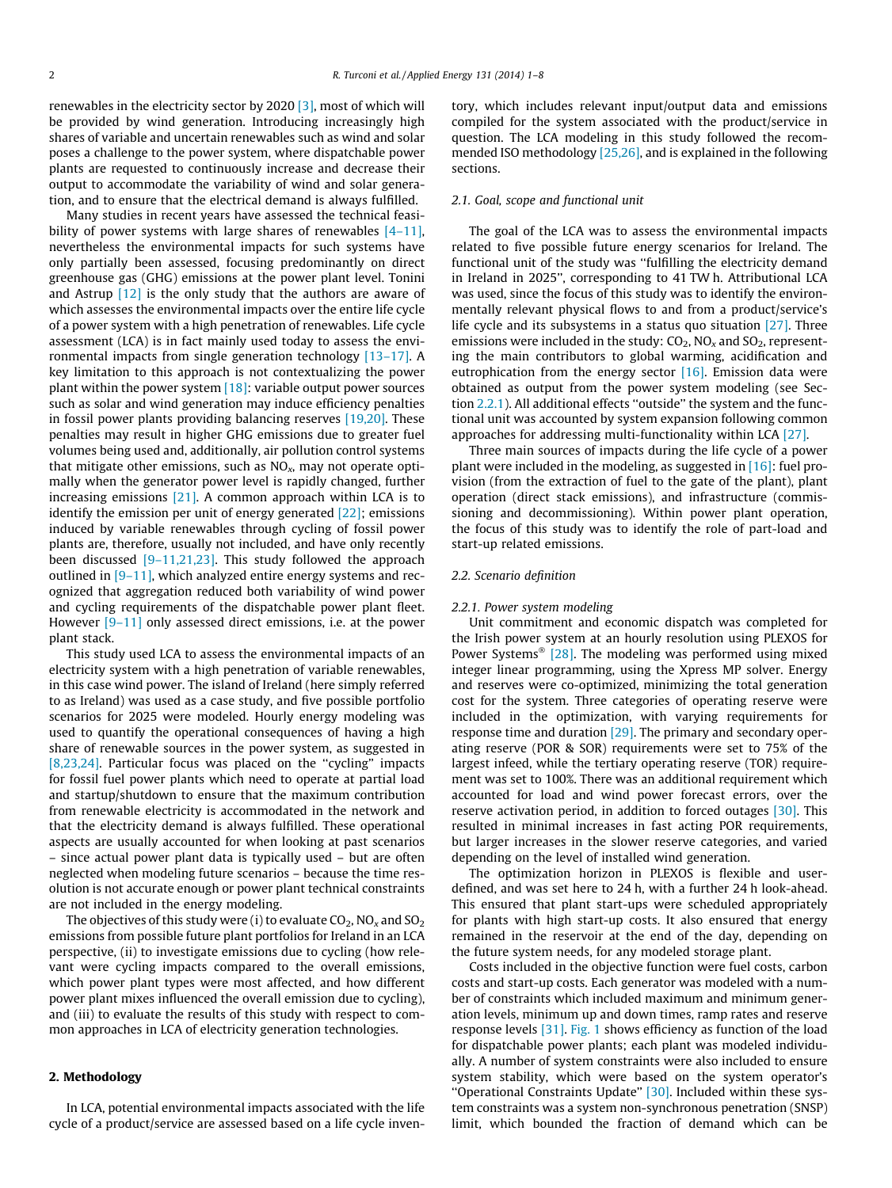renewables in the electricity sector by 2020 [3], most of which will be provided by wind generation. Introducing increasingly high shares of variable and uncertain renewables such as wind and solar poses a challenge to the power system, where dispatchable power plants are requested to continuously increase and decrease their output to accommodate the variability of wind and solar generation, and to ensure that the electrical demand is always fulfilled.

Many studies in recent years have assessed the technical feasibility of power systems with large shares of renewables [4–11], nevertheless the environmental impacts for such systems have only partially been assessed, focusing predominantly on direct greenhouse gas (GHG) emissions at the power plant level. Tonini and Astrup [12] is the only study that the authors are aware of which assesses the environmental impacts over the entire life cycle of a power system with a high penetration of renewables. Life cycle assessment (LCA) is in fact mainly used today to assess the environmental impacts from single generation technology [13–17]. A key limitation to this approach is not contextualizing the power plant within the power system [18]: variable output power sources such as solar and wind generation may induce efficiency penalties in fossil power plants providing balancing reserves [19,20]. These penalties may result in higher GHG emissions due to greater fuel volumes being used and, additionally, air pollution control systems that mitigate other emissions, such as $NO_x$, may not operate optimally when the generator power level is rapidly changed, further increasing emissions [21]. A common approach within LCA is to identify the emission per unit of energy generated [22]; emissions induced by variable renewables through cycling of fossil power plants are, therefore, usually not included, and have only recently been discussed [9–11,21,23]. This study followed the approach outlined in [9–11], which analyzed entire energy systems and recognized that aggregation reduced both variability of wind power and cycling requirements of the dispatchable power plant fleet. However [9–11] only assessed direct emissions, i.e. at the power plant stack.

This study used LCA to assess the environmental impacts of an electricity system with a high penetration of variable renewables, in this case wind power. The island of Ireland (here simply referred to as Ireland) was used as a case study, and five possible portfolio scenarios for 2025 were modeled. Hourly energy modeling was used to quantify the operational consequences of having a high share of renewable sources in the power system, as suggested in [8,23,24]. Particular focus was placed on the "cycling" impacts for fossil fuel power plants which need to operate at partial load and startup/shutdown to ensure that the maximum contribution from renewable electricity is accommodated in the network and that the electricity demand is always fulfilled. These operational aspects are usually accounted for when looking at past scenarios – since actual power plant data is typically used – but are often neglected when modeling future scenarios – because the time resolution is not accurate enough or power plant technical constraints are not included in the energy modeling.

The objectives of this study were (i) to evaluate $CO_2$, $NO_x$ and $SO_2$ emissions from possible future plant portfolios for Ireland in an LCA perspective, (ii) to investigate emissions due to cycling (how relevant were cycling impacts compared to the overall emissions, which power plant types were most affected, and how different power plant mixes influenced the overall emission due to cycling), and (iii) to evaluate the results of this study with respect to common approaches in LCA of electricity generation technologies.

## 2. Methodology

In LCA, potential environmental impacts associated with the life cycle of a product/service are assessed based on a life cycle inventory, which includes relevant input/output data and emissions compiled for the system associated with the product/service in question. The LCA modeling in this study followed the recommended ISO methodology [25,26], and is explained in the following sections.

### 2.1. Goal, scope and functional unit

The goal of the LCA was to assess the environmental impacts related to five possible future energy scenarios for Ireland. The functional unit of the study was "fulfilling the electricity demand in Ireland in 2025", corresponding to 41 TW h. Attributional LCA was used, since the focus of this study was to identify the environmentally relevant physical flows to and from a product/service's life cycle and its subsystems in a status quo situation [27]. Three emissions were included in the study: $CO_2$, $NO_x$ and $SO_2$, representing the main contributors to global warming, acidification and eutrophication from the energy sector [16]. Emission data were obtained as output from the power system modeling (see Section 2.2.1). All additional effects "outside" the system and the functional unit was accounted by system expansion following common approaches for addressing multi-functionality within LCA [27].

Three main sources of impacts during the life cycle of a power plant were included in the modeling, as suggested in [16]: fuel provision (from the extraction of fuel to the gate of the plant), plant operation (direct stack emissions), and infrastructure (commissioning and decommissioning). Within power plant operation, the focus of this study was to identify the role of part-load and start-up related emissions.

### 2.2. Scenario definition

#### 2.2.1. Power system modeling

Unit commitment and economic dispatch was completed for the Irish power system at an hourly resolution using PLEXOS for Power Systems® [28]. The modeling was performed using mixed integer linear programming, using the Xpress MP solver. Energy and reserves were co-optimized, minimizing the total generation cost for the system. Three categories of operating reserve were included in the optimization, with varying requirements for response time and duration [29]. The primary and secondary operating reserve (POR & SOR) requirements were set to 75% of the largest infeed, while the tertiary operating reserve (TOR) requirement was set to 100%. There was an additional requirement which accounted for load and wind power forecast errors, over the reserve activation period, in addition to forced outages [30]. This resulted in minimal increases in fast acting POR requirements, but larger increases in the slower reserve categories, and varied depending on the level of installed wind generation.

The optimization horizon in PLEXOS is flexible and user-defined, and was set here to 24 h, with a further 24 h look-ahead. This ensured that plant start-ups were scheduled appropriately for plants with high start-up costs. It also ensured that energy remained in the reservoir at the end of the day, depending on the future system needs, for any modeled storage plant.

Costs included in the objective function were fuel costs, carbon costs and start-up costs. Each generator was modeled with a number of constraints which included maximum and minimum generation levels, minimum up and down times, ramp rates and reserve response levels [31]. Fig. 1 shows efficiency as function of the load for dispatchable power plants; each plant was modeled individually. A number of system constraints were also included to ensure system stability, which were based on the system operator's "Operational Constraints Update" [30]. Included within these system constraints was a system non-synchronous penetration (SNSP) limit, which bounded the fraction of demand which can be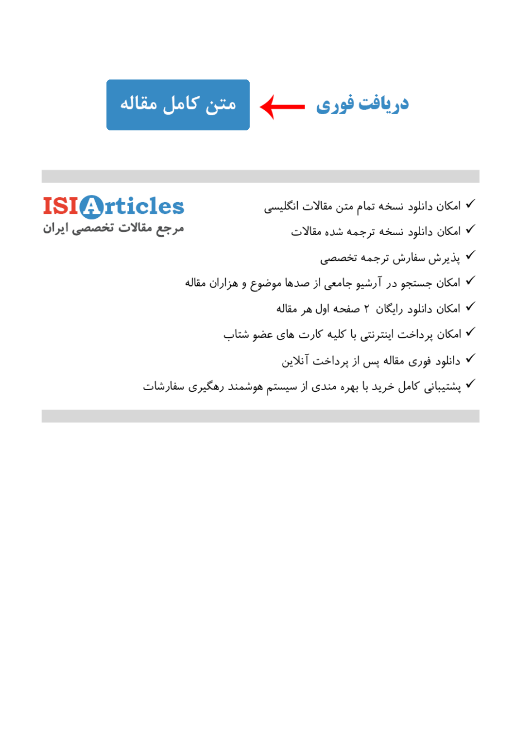دریافت فوری ← **متن کامل مقاله**

**ISIArticles**
مرجع مقالات تخصصی ایران

- ✓ امکان دانلود نسخه تمام متن مقالات انگلیسی
- ✓ امکان دانلود نسخه ترجمه شده مقالات
- ✓ پذیرش سفارش ترجمه تخصصی
- ✓ امکان جستجو در آرشیو جامعی از صدها موضوع و هزاران مقاله
- ✓ امکان دانلود رایگان ۲ صفحه اول هر مقاله
- ✓ امکان پرداخت اینترنتی با کلیه کارت های عضو شتاب
- ✓ دانلود فوری مقاله پس از پرداخت آنلاین
- ✓ پشتیبانی کامل خرید با بهره مندی از سیستم هوشمند رهگیری سفارشات